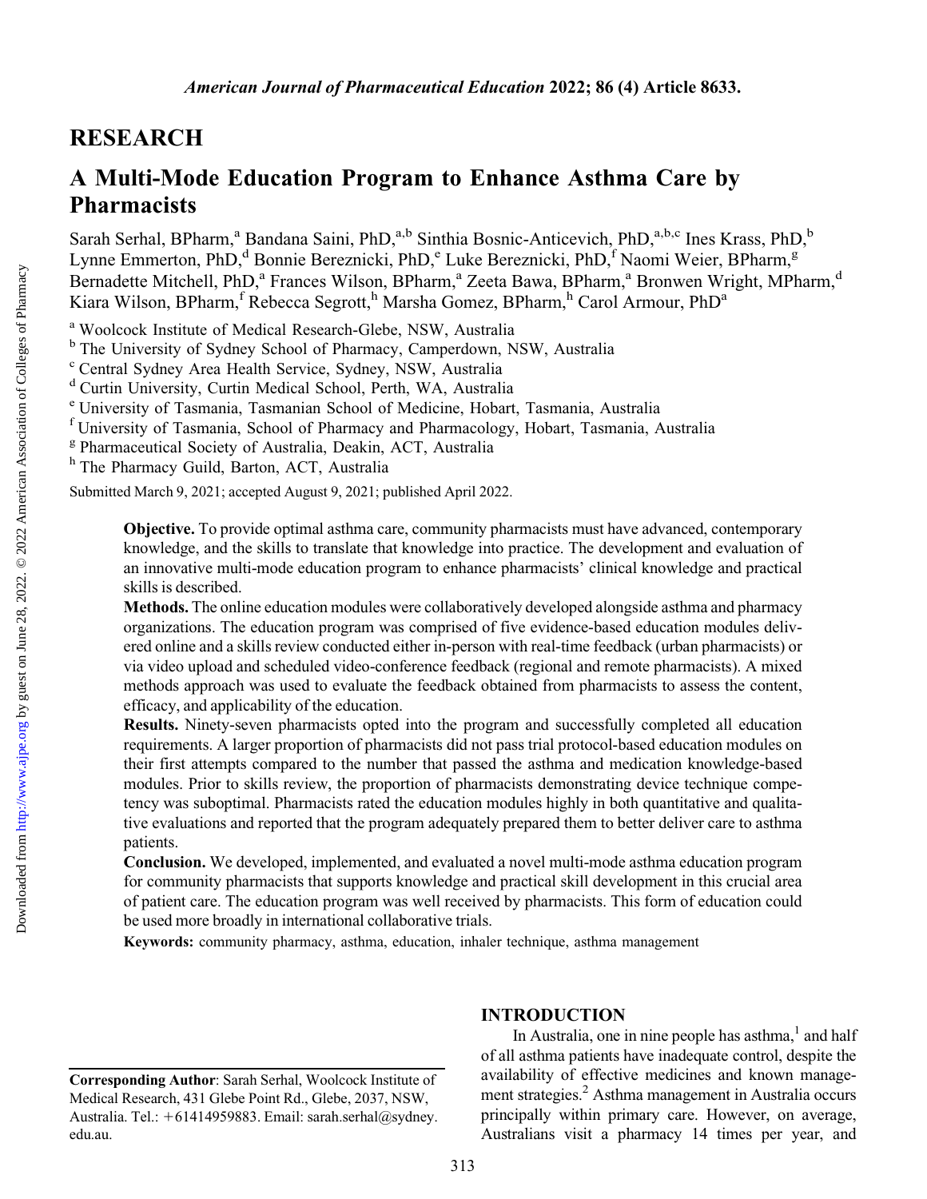## RESEARCH

# A Multi-Mode Education Program to Enhance Asthma Care by Pharmacists

Sarah Serhal, BPharm,[a] Bandana Saini, PhD,[a,b] Sinthia Bosnic-Anticevich, PhD,[a,b,c] Ines Krass, PhD,[b] Lynne Emmerton, PhD,[d] Bonnie Bereznicki, PhD,[e] Luke Bereznicki, PhD,[f] Naomi Weier, BPharm,[g] Bernadette Mitchell, PhD,[a] Frances Wilson, BPharm,[a] Zeeta Bawa, BPharm,[a] Bronwen Wright, MPharm,[d] Kiara Wilson, BPharm,[f] Rebecca Segrott,[h] Marsha Gomez, BPharm,[h] Carol Armour, PhD[a]

[a] Woolcock Institute of Medical Research-Glebe, NSW, Australia
[b] The University of Sydney School of Pharmacy, Camperdown, NSW, Australia
[c] Central Sydney Area Health Service, Sydney, NSW, Australia
[d] Curtin University, Curtin Medical School, Perth, WA, Australia
[e] University of Tasmania, Tasmanian School of Medicine, Hobart, Tasmania, Australia
[f] University of Tasmania, School of Pharmacy and Pharmacology, Hobart, Tasmania, Australia
[g] Pharmaceutical Society of Australia, Deakin, ACT, Australia
[h] The Pharmacy Guild, Barton, ACT, Australia

Submitted March 9, 2021; accepted August 9, 2021; published April 2022.

**Objective.** To provide optimal asthma care, community pharmacists must have advanced, contemporary knowledge, and the skills to translate that knowledge into practice. The development and evaluation of an innovative multi-mode education program to enhance pharmacists' clinical knowledge and practical skills is described.

**Methods.** The online education modules were collaboratively developed alongside asthma and pharmacy organizations. The education program was comprised of five evidence-based education modules delivered online and a skills review conducted either in-person with real-time feedback (urban pharmacists) or via video upload and scheduled video-conference feedback (regional and remote pharmacists). A mixed methods approach was used to evaluate the feedback obtained from pharmacists to assess the content, efficacy, and applicability of the education.

**Results.** Ninety-seven pharmacists opted into the program and successfully completed all education requirements. A larger proportion of pharmacists did not pass trial protocol-based education modules on their first attempts compared to the number that passed the asthma and medication knowledge-based modules. Prior to skills review, the proportion of pharmacists demonstrating device technique competency was suboptimal. Pharmacists rated the education modules highly in both quantitative and qualitative evaluations and reported that the program adequately prepared them to better deliver care to asthma patients.

**Conclusion.** We developed, implemented, and evaluated a novel multi-mode asthma education program for community pharmacists that supports knowledge and practical skill development in this crucial area of patient care. The education program was well received by pharmacists. This form of education could be used more broadly in international collaborative trials.

**Keywords:** community pharmacy, asthma, education, inhaler technique, asthma management

## INTRODUCTION

In Australia, one in nine people has asthma,[1] and half of all asthma patients have inadequate control, despite the availability of effective medicines and known management strategies.[2] Asthma management in Australia occurs principally within primary care. However, on average, Australians visit a pharmacy 14 times per year, and

---

**Corresponding Author**: Sarah Serhal, Woolcock Institute of Medical Research, 431 Glebe Point Rd., Glebe, 2037, NSW, Australia. Tel.: +61414959883. Email: sarah.serhal@sydney.edu.au.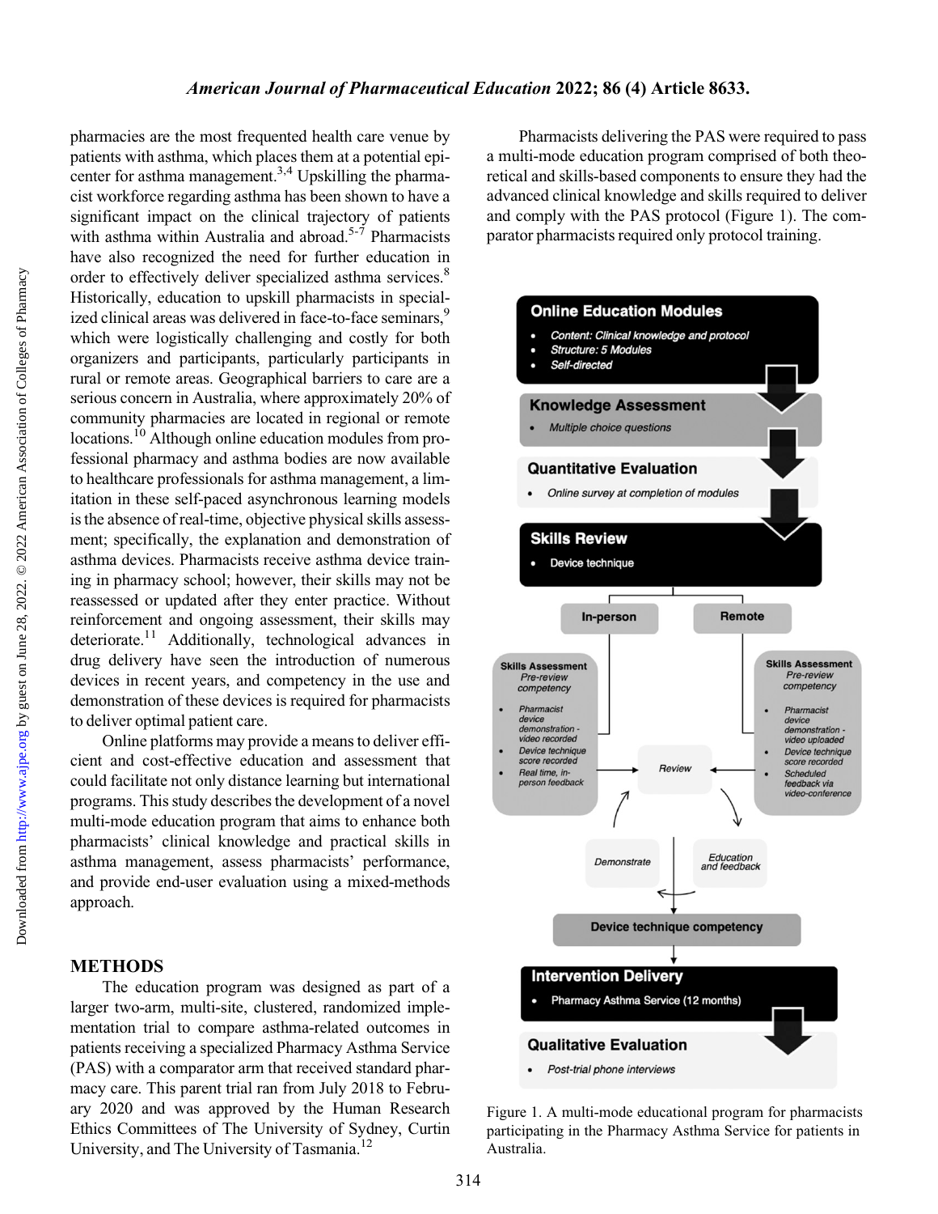pharmacies are the most frequented health care venue by patients with asthma, which places them at a potential epicenter for asthma management.[3,4] Upskilling the pharmacist workforce regarding asthma has been shown to have a significant impact on the clinical trajectory of patients with asthma within Australia and abroad.[5-7] Pharmacists have also recognized the need for further education in order to effectively deliver specialized asthma services.[8] Historically, education to upskill pharmacists in specialized clinical areas was delivered in face-to-face seminars,[9] which were logistically challenging and costly for both organizers and participants, particularly participants in rural or remote areas. Geographical barriers to care are a serious concern in Australia, where approximately 20% of community pharmacies are located in regional or remote locations.[10] Although online education modules from professional pharmacy and asthma bodies are now available to healthcare professionals for asthma management, a limitation in these self-paced asynchronous learning models is the absence of real-time, objective physical skills assessment; specifically, the explanation and demonstration of asthma devices. Pharmacists receive asthma device training in pharmacy school; however, their skills may not be reassessed or updated after they enter practice. Without reinforcement and ongoing assessment, their skills may deteriorate.[11] Additionally, technological advances in drug delivery have seen the introduction of numerous devices in recent years, and competency in the use and demonstration of these devices is required for pharmacists to deliver optimal patient care.

Online platforms may provide a means to deliver efficient and cost-effective education and assessment that could facilitate not only distance learning but international programs. This study describes the development of a novel multi-mode education program that aims to enhance both pharmacists' clinical knowledge and practical skills in asthma management, assess pharmacists' performance, and provide end-user evaluation using a mixed-methods approach.

## METHODS

The education program was designed as part of a larger two-arm, multi-site, clustered, randomized implementation trial to compare asthma-related outcomes in patients receiving a specialized Pharmacy Asthma Service (PAS) with a comparator arm that received standard pharmacy care. This parent trial ran from July 2018 to February 2020 and was approved by the Human Research Ethics Committees of The University of Sydney, Curtin University, and The University of Tasmania.[12]

Pharmacists delivering the PAS were required to pass a multi-mode education program comprised of both theoretical and skills-based components to ensure they had the advanced clinical knowledge and skills required to deliver and comply with the PAS protocol (Figure 1). The comparator pharmacists required only protocol training.

Figure 1. A multi-mode educational program for pharmacists participating in the Pharmacy Asthma Service for patients in Australia.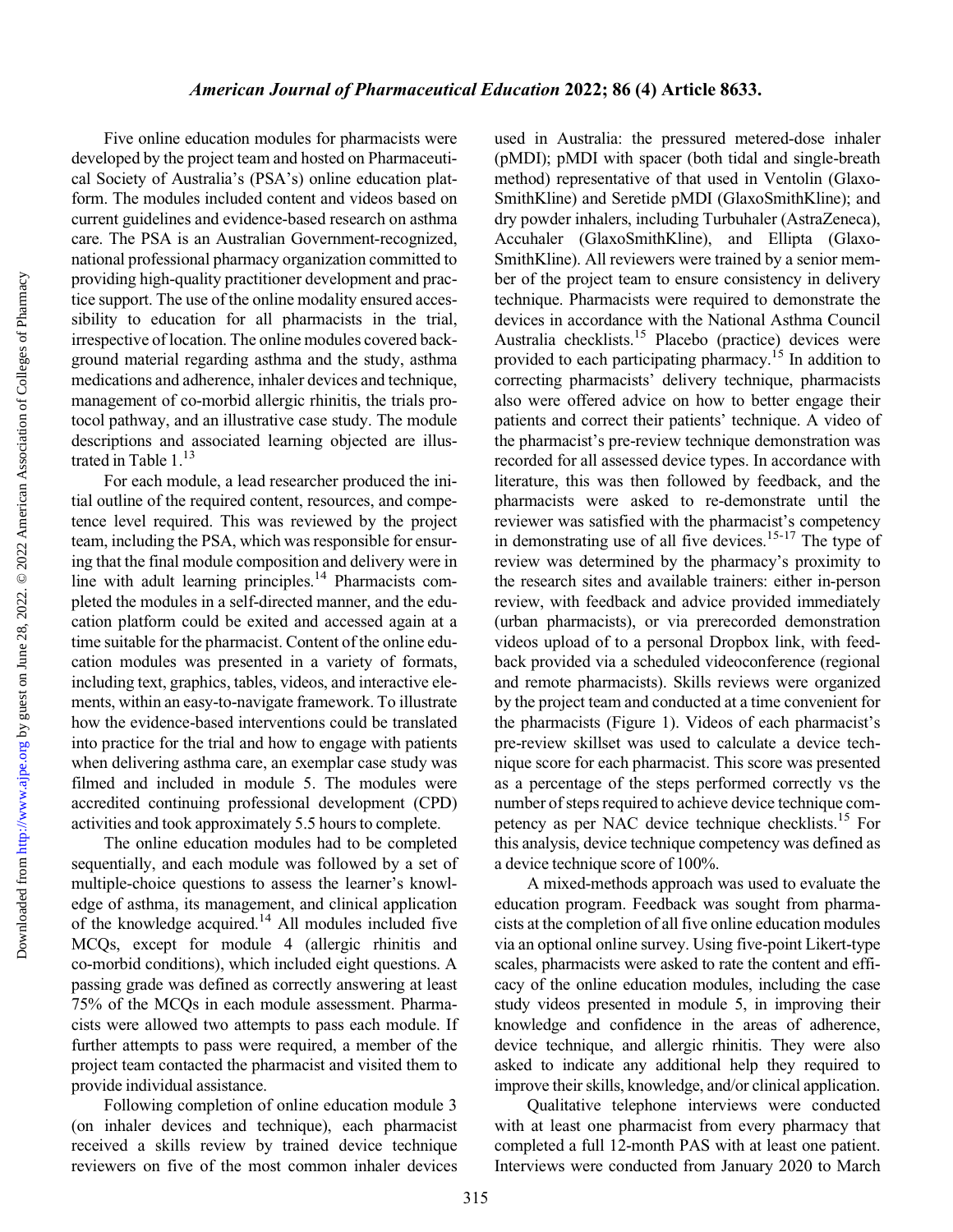Five online education modules for pharmacists were developed by the project team and hosted on Pharmaceutical Society of Australia's (PSA's) online education platform. The modules included content and videos based on current guidelines and evidence-based research on asthma care. The PSA is an Australian Government-recognized, national professional pharmacy organization committed to providing high-quality practitioner development and practice support. The use of the online modality ensured accessibility to education for all pharmacists in the trial, irrespective of location. The online modules covered background material regarding asthma and the study, asthma medications and adherence, inhaler devices and technique, management of co-morbid allergic rhinitis, the trials protocol pathway, and an illustrative case study. The module descriptions and associated learning objected are illustrated in Table 1.[13]

For each module, a lead researcher produced the initial outline of the required content, resources, and competence level required. This was reviewed by the project team, including the PSA, which was responsible for ensuring that the final module composition and delivery were in line with adult learning principles.[14] Pharmacists completed the modules in a self-directed manner, and the education platform could be exited and accessed again at a time suitable for the pharmacist. Content of the online education modules was presented in a variety of formats, including text, graphics, tables, videos, and interactive elements, within an easy-to-navigate framework. To illustrate how the evidence-based interventions could be translated into practice for the trial and how to engage with patients when delivering asthma care, an exemplar case study was filmed and included in module 5. The modules were accredited continuing professional development (CPD) activities and took approximately 5.5 hours to complete.

The online education modules had to be completed sequentially, and each module was followed by a set of multiple-choice questions to assess the learner's knowledge of asthma, its management, and clinical application of the knowledge acquired.[14] All modules included five MCQs, except for module 4 (allergic rhinitis and co-morbid conditions), which included eight questions. A passing grade was defined as correctly answering at least 75% of the MCQs in each module assessment. Pharmacists were allowed two attempts to pass each module. If further attempts to pass were required, a member of the project team contacted the pharmacist and visited them to provide individual assistance.

Following completion of online education module 3 (on inhaler devices and technique), each pharmacist received a skills review by trained device technique reviewers on five of the most common inhaler devices used in Australia: the pressured metered-dose inhaler (pMDI); pMDI with spacer (both tidal and single-breath method) representative of that used in Ventolin (GlaxoSmithKline) and Seretide pMDI (GlaxoSmithKline); and dry powder inhalers, including Turbuhaler (AstraZeneca), Accuhaler (GlaxoSmithKline), and Ellipta (GlaxoSmithKline). All reviewers were trained by a senior member of the project team to ensure consistency in delivery technique. Pharmacists were required to demonstrate the devices in accordance with the National Asthma Council Australia checklists.[15] Placebo (practice) devices were provided to each participating pharmacy.[15] In addition to correcting pharmacists' delivery technique, pharmacists also were offered advice on how to better engage their patients and correct their patients' technique. A video of the pharmacist's pre-review technique demonstration was recorded for all assessed device types. In accordance with literature, this was then followed by feedback, and the pharmacists were asked to re-demonstrate until the reviewer was satisfied with the pharmacist's competency in demonstrating use of all five devices.[15-17] The type of review was determined by the pharmacy's proximity to the research sites and available trainers: either in-person review, with feedback and advice provided immediately (urban pharmacists), or via prerecorded demonstration videos upload of to a personal Dropbox link, with feedback provided via a scheduled videoconference (regional and remote pharmacists). Skills reviews were organized by the project team and conducted at a time convenient for the pharmacists (Figure 1). Videos of each pharmacist's pre-review skillset was used to calculate a device technique score for each pharmacist. This score was presented as a percentage of the steps performed correctly vs the number of steps required to achieve device technique competency as per NAC device technique checklists.[15] For this analysis, device technique competency was defined as a device technique score of 100%.

A mixed-methods approach was used to evaluate the education program. Feedback was sought from pharmacists at the completion of all five online education modules via an optional online survey. Using five-point Likert-type scales, pharmacists were asked to rate the content and efficacy of the online education modules, including the case study videos presented in module 5, in improving their knowledge and confidence in the areas of adherence, device technique, and allergic rhinitis. They were also asked to indicate any additional help they required to improve their skills, knowledge, and/or clinical application.

Qualitative telephone interviews were conducted with at least one pharmacist from every pharmacy that completed a full 12-month PAS with at least one patient. Interviews were conducted from January 2020 to March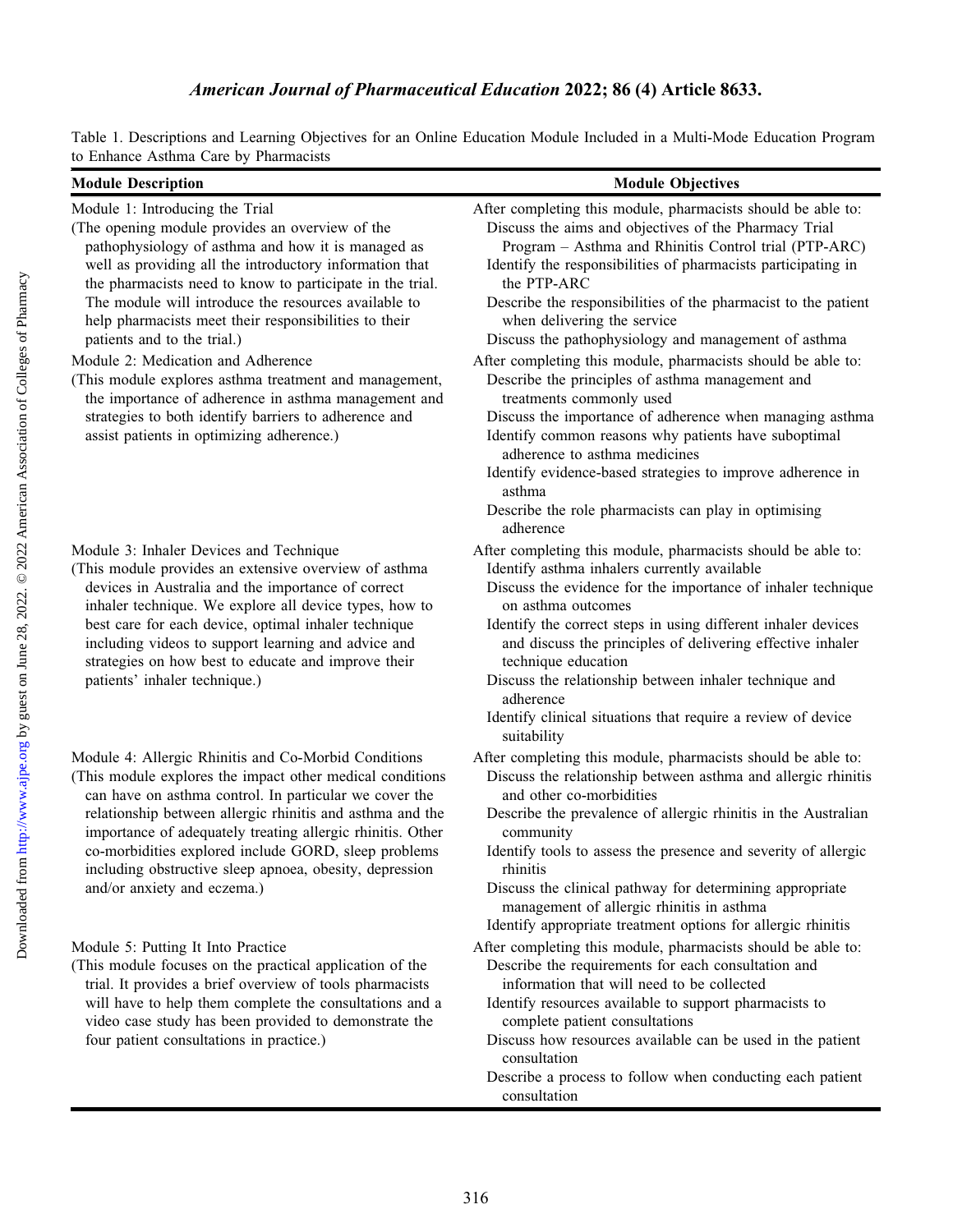Table 1. Descriptions and Learning Objectives for an Online Education Module Included in a Multi-Mode Education Program to Enhance Asthma Care by Pharmacists

| Module Description | Module Objectives |
| --- | --- |
| Module 1: Introducing the Trial<br>(The opening module provides an overview of the pathophysiology of asthma and how it is managed as well as providing all the introductory information that the pharmacists need to know to participate in the trial. The module will introduce the resources available to help pharmacists meet their responsibilities to their patients and to the trial.) | After completing this module, pharmacists should be able to:<br>Discuss the aims and objectives of the Pharmacy Trial Program – Asthma and Rhinitis Control trial (PTP-ARC)<br>Identify the responsibilities of pharmacists participating in the PTP-ARC<br>Describe the responsibilities of the pharmacist to the patient when delivering the service<br>Discuss the pathophysiology and management of asthma |
| Module 2: Medication and Adherence<br>(This module explores asthma treatment and management, the importance of adherence in asthma management and strategies to both identify barriers to adherence and assist patients in optimizing adherence.) | After completing this module, pharmacists should be able to:<br>Describe the principles of asthma management and treatments commonly used<br>Discuss the importance of adherence when managing asthma<br>Identify common reasons why patients have suboptimal adherence to asthma medicines<br>Identify evidence-based strategies to improve adherence in asthma<br>Describe the role pharmacists can play in optimising adherence |
| Module 3: Inhaler Devices and Technique<br>(This module provides an extensive overview of asthma devices in Australia and the importance of correct inhaler technique. We explore all device types, how to best care for each device, optimal inhaler technique including videos to support learning and advice and strategies on how best to educate and improve their patients' inhaler technique.) | After completing this module, pharmacists should be able to:<br>Identify asthma inhalers currently available<br>Discuss the evidence for the importance of inhaler technique on asthma outcomes<br>Identify the correct steps in using different inhaler devices and discuss the principles of delivering effective inhaler technique education<br>Discuss the relationship between inhaler technique and adherence<br>Identify clinical situations that require a review of device suitability |
| Module 4: Allergic Rhinitis and Co-Morbid Conditions<br>(This module explores the impact other medical conditions can have on asthma control. In particular we cover the relationship between allergic rhinitis and asthma and the importance of adequately treating allergic rhinitis. Other co-morbidities explored include GORD, sleep problems including obstructive sleep apnoea, obesity, depression and/or anxiety and eczema.) | After completing this module, pharmacists should be able to:<br>Discuss the relationship between asthma and allergic rhinitis and other co-morbidities<br>Describe the prevalence of allergic rhinitis in the Australian community<br>Identify tools to assess the presence and severity of allergic rhinitis<br>Discuss the clinical pathway for determining appropriate management of allergic rhinitis in asthma<br>Identify appropriate treatment options for allergic rhinitis |
| Module 5: Putting It Into Practice<br>(This module focuses on the practical application of the trial. It provides a brief overview of tools pharmacists will have to help them complete the consultations and a video case study has been provided to demonstrate the four patient consultations in practice.) | After completing this module, pharmacists should be able to:<br>Describe the requirements for each consultation and information that will need to be collected<br>Identify resources available to support pharmacists to complete patient consultations<br>Discuss how resources available can be used in the patient consultation<br>Describe a process to follow when conducting each patient consultation |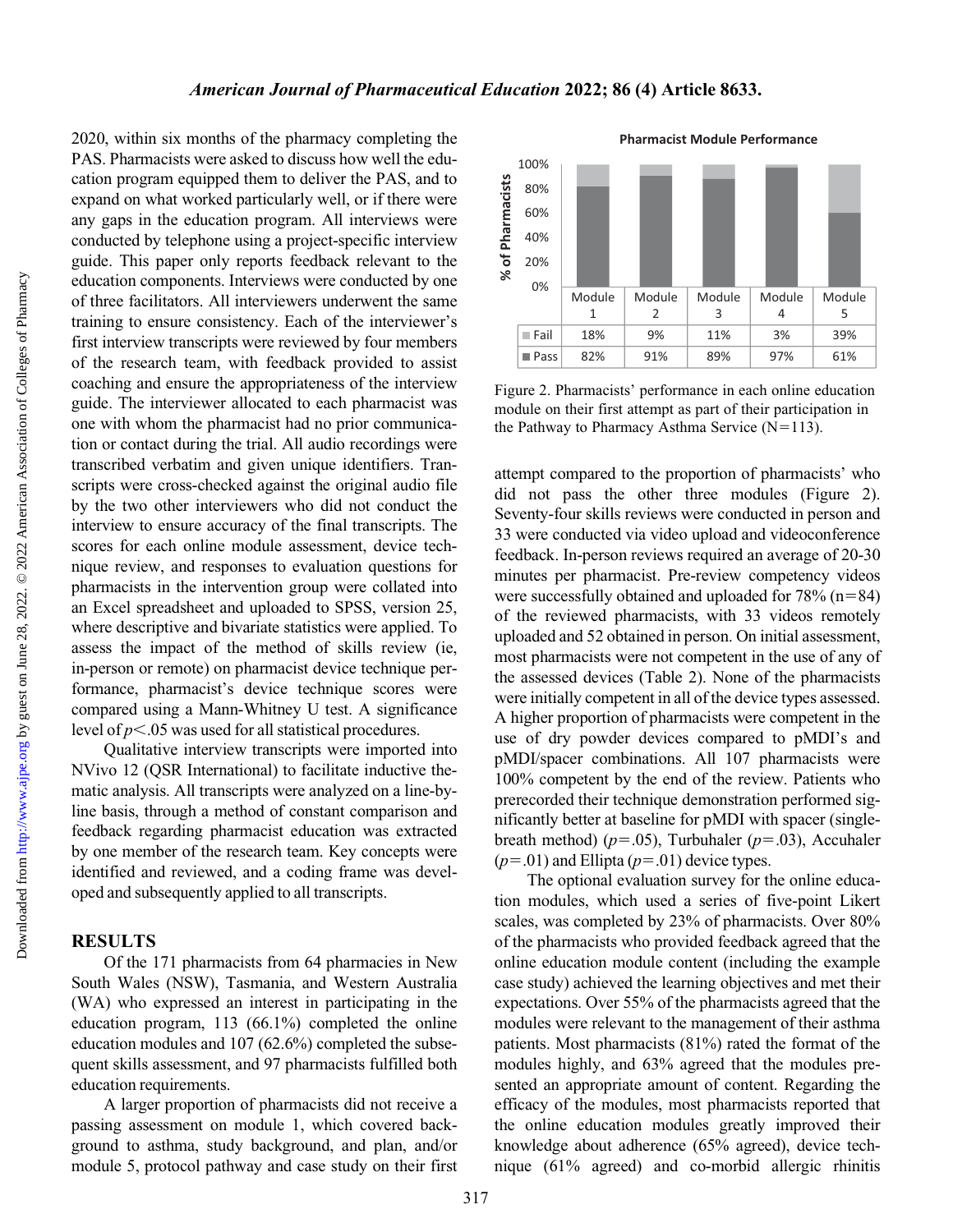2020, within six months of the pharmacy completing the PAS. Pharmacists were asked to discuss how well the education program equipped them to deliver the PAS, and to expand on what worked particularly well, or if there were any gaps in the education program. All interviews were conducted by telephone using a project-specific interview guide. This paper only reports feedback relevant to the education components. Interviews were conducted by one of three facilitators. All interviewers underwent the same training to ensure consistency. Each of the interviewer's first interview transcripts were reviewed by four members of the research team, with feedback provided to assist coaching and ensure the appropriateness of the interview guide. The interviewer allocated to each pharmacist was one with whom the pharmacist had no prior communication or contact during the trial. All audio recordings were transcribed verbatim and given unique identifiers. Transcripts were cross-checked against the original audio file by the two other interviewers who did not conduct the interview to ensure accuracy of the final transcripts. The scores for each online module assessment, device technique review, and responses to evaluation questions for pharmacists in the intervention group were collated into an Excel spreadsheet and uploaded to SPSS, version 25, where descriptive and bivariate statistics were applied. To assess the impact of the method of skills review (ie, in-person or remote) on pharmacist device technique performance, pharmacist's device technique scores were compared using a Mann-Whitney U test. A significance level of $p<.05$ was used for all statistical procedures.

Qualitative interview transcripts were imported into NVivo 12 (QSR International) to facilitate inductive thematic analysis. All transcripts were analyzed on a line-by-line basis, through a method of constant comparison and feedback regarding pharmacist education was extracted by one member of the research team. Key concepts were identified and reviewed, and a coding frame was developed and subsequently applied to all transcripts.

## RESULTS

Of the 171 pharmacists from 64 pharmacies in New South Wales (NSW), Tasmania, and Western Australia (WA) who expressed an interest in participating in the education program, 113 (66.1%) completed the online education modules and 107 (62.6%) completed the subsequent skills assessment, and 97 pharmacists fulfilled both education requirements.

A larger proportion of pharmacists did not receive a passing assessment on module 1, which covered background to asthma, study background, and plan, and/or module 5, protocol pathway and case study on their first attempt compared to the proportion of pharmacists' who did not pass the other three modules (Figure 2). Seventy-four skills reviews were conducted in person and 33 were conducted via video upload and videoconference feedback. In-person reviews required an average of 20-30 minutes per pharmacist. Pre-review competency videos were successfully obtained and uploaded for 78% (n=84) of the reviewed pharmacists, with 33 videos remotely uploaded and 52 obtained in person. On initial assessment, most pharmacists were not competent in the use of any of the assessed devices (Table 2). None of the pharmacists were initially competent in all of the device types assessed. A higher proportion of pharmacists were competent in the use of dry powder devices compared to pMDI's and pMDI/spacer combinations. All 107 pharmacists were 100% competent by the end of the review. Patients who prerecorded their technique demonstration performed significantly better at baseline for pMDI with spacer (single-breath method) ($p=.05$), Turbuhaler ($p=.03$), Accuhaler ($p=.01$) and Ellipta ($p=.01$) device types.

**Pharmacist Module Performance**

| | Module 1 | Module 2 | Module 3 | Module 4 | Module 5 |
|---|---|---|---|---|---|
| Fail | 18% | 9% | 11% | 3% | 39% |
| Pass | 82% | 91% | 89% | 97% | 61% |

Figure 2. Pharmacists' performance in each online education module on their first attempt as part of their participation in the Pathway to Pharmacy Asthma Service (N=113).

The optional evaluation survey for the online education modules, which used a series of five-point Likert scales, was completed by 23% of pharmacists. Over 80% of the pharmacists who provided feedback agreed that the online education module content (including the example case study) achieved the learning objectives and met their expectations. Over 55% of the pharmacists agreed that the modules were relevant to the management of their asthma patients. Most pharmacists (81%) rated the format of the modules highly, and 63% agreed that the modules presented an appropriate amount of content. Regarding the efficacy of the modules, most pharmacists reported that the online education modules greatly improved their knowledge about adherence (65% agreed), device technique (61% agreed) and co-morbid allergic rhinitis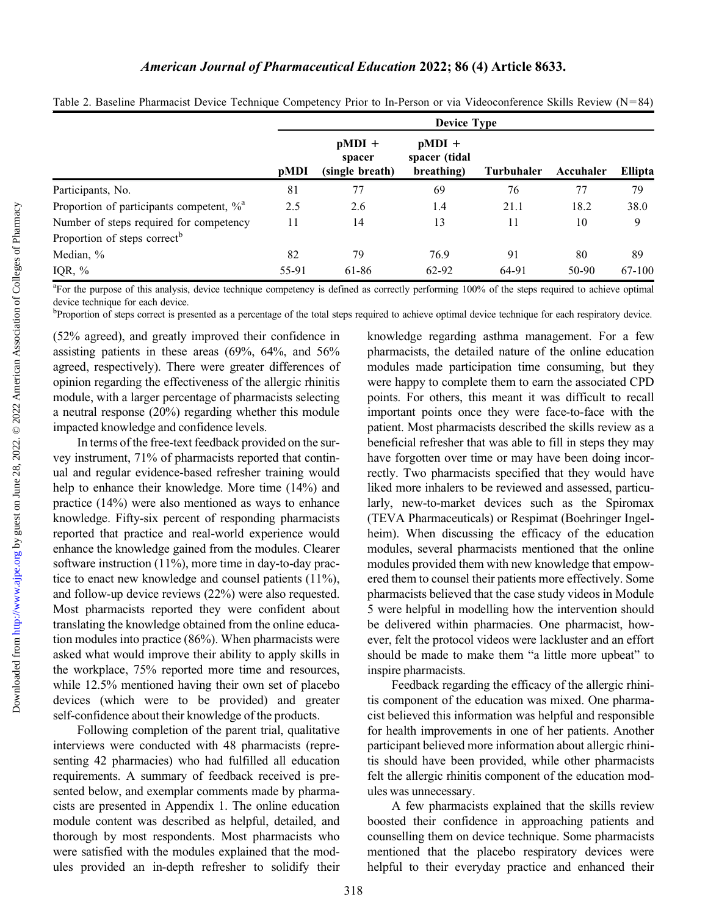Table 2. Baseline Pharmacist Device Technique Competency Prior to In-Person or via Videoconference Skills Review (N=84)

| | Device Type | | | | | |
|---|---|---|---|---|---|---|
| | pMDI | pMDI + spacer (single breath) | pMDI + spacer (tidal breathing) | Turbuhaler | Accuhaler | Ellipta |
| Participants, No. | 81 | 77 | 69 | 76 | 77 | 79 |
| Proportion of participants competent, %[a] | 2.5 | 2.6 | 1.4 | 21.1 | 18.2 | 38.0 |
| Number of steps required for competency | 11 | 14 | 13 | 11 | 10 | 9 |
| Proportion of steps correct[b] | | | | | | |
| Median, % | 82 | 79 | 76.9 | 91 | 80 | 89 |
| IQR, % | 55-91 | 61-86 | 62-92 | 64-91 | 50-90 | 67-100 |

[a]For the purpose of this analysis, device technique competency is defined as correctly performing 100% of the steps required to achieve optimal device technique for each device.

[b]Proportion of steps correct is presented as a percentage of the total steps required to achieve optimal device technique for each respiratory device.

(52% agreed), and greatly improved their confidence in assisting patients in these areas (69%, 64%, and 56% agreed, respectively). There were greater differences of opinion regarding the effectiveness of the allergic rhinitis module, with a larger percentage of pharmacists selecting a neutral response (20%) regarding whether this module impacted knowledge and confidence levels.

In terms of the free-text feedback provided on the survey instrument, 71% of pharmacists reported that continual and regular evidence-based refresher training would help to enhance their knowledge. More time (14%) and practice (14%) were also mentioned as ways to enhance knowledge. Fifty-six percent of responding pharmacists reported that practice and real-world experience would enhance the knowledge gained from the modules. Clearer software instruction (11%), more time in day-to-day practice to enact new knowledge and counsel patients (11%), and follow-up device reviews (22%) were also requested. Most pharmacists reported they were confident about translating the knowledge obtained from the online education modules into practice (86%). When pharmacists were asked what would improve their ability to apply skills in the workplace, 75% reported more time and resources, while 12.5% mentioned having their own set of placebo devices (which were to be provided) and greater self-confidence about their knowledge of the products.

Following completion of the parent trial, qualitative interviews were conducted with 48 pharmacists (representing 42 pharmacies) who had fulfilled all education requirements. A summary of feedback received is presented below, and exemplar comments made by pharmacists are presented in Appendix 1. The online education module content was described as helpful, detailed, and thorough by most respondents. Most pharmacists who were satisfied with the modules explained that the modules provided an in-depth refresher to solidify their knowledge regarding asthma management. For a few pharmacists, the detailed nature of the online education modules made participation time consuming, but they were happy to complete them to earn the associated CPD points. For others, this meant it was difficult to recall important points once they were face-to-face with the patient. Most pharmacists described the skills review as a beneficial refresher that was able to fill in steps they may have forgotten over time or may have been doing incorrectly. Two pharmacists specified that they would have liked more inhalers to be reviewed and assessed, particularly, new-to-market devices such as the Spiromax (TEVA Pharmaceuticals) or Respimat (Boehringer Ingelheim). When discussing the efficacy of the education modules, several pharmacists mentioned that the online modules provided them with new knowledge that empowered them to counsel their patients more effectively. Some pharmacists believed that the case study videos in Module 5 were helpful in modelling how the intervention should be delivered within pharmacies. One pharmacist, however, felt the protocol videos were lackluster and an effort should be made to make them "a little more upbeat" to inspire pharmacists.

Feedback regarding the efficacy of the allergic rhinitis component of the education was mixed. One pharmacist believed this information was helpful and responsible for health improvements in one of her patients. Another participant believed more information about allergic rhinitis should have been provided, while other pharmacists felt the allergic rhinitis component of the education modules was unnecessary.

A few pharmacists explained that the skills review boosted their confidence in approaching patients and counselling them on device technique. Some pharmacists mentioned that the placebo respiratory devices were helpful to their everyday practice and enhanced their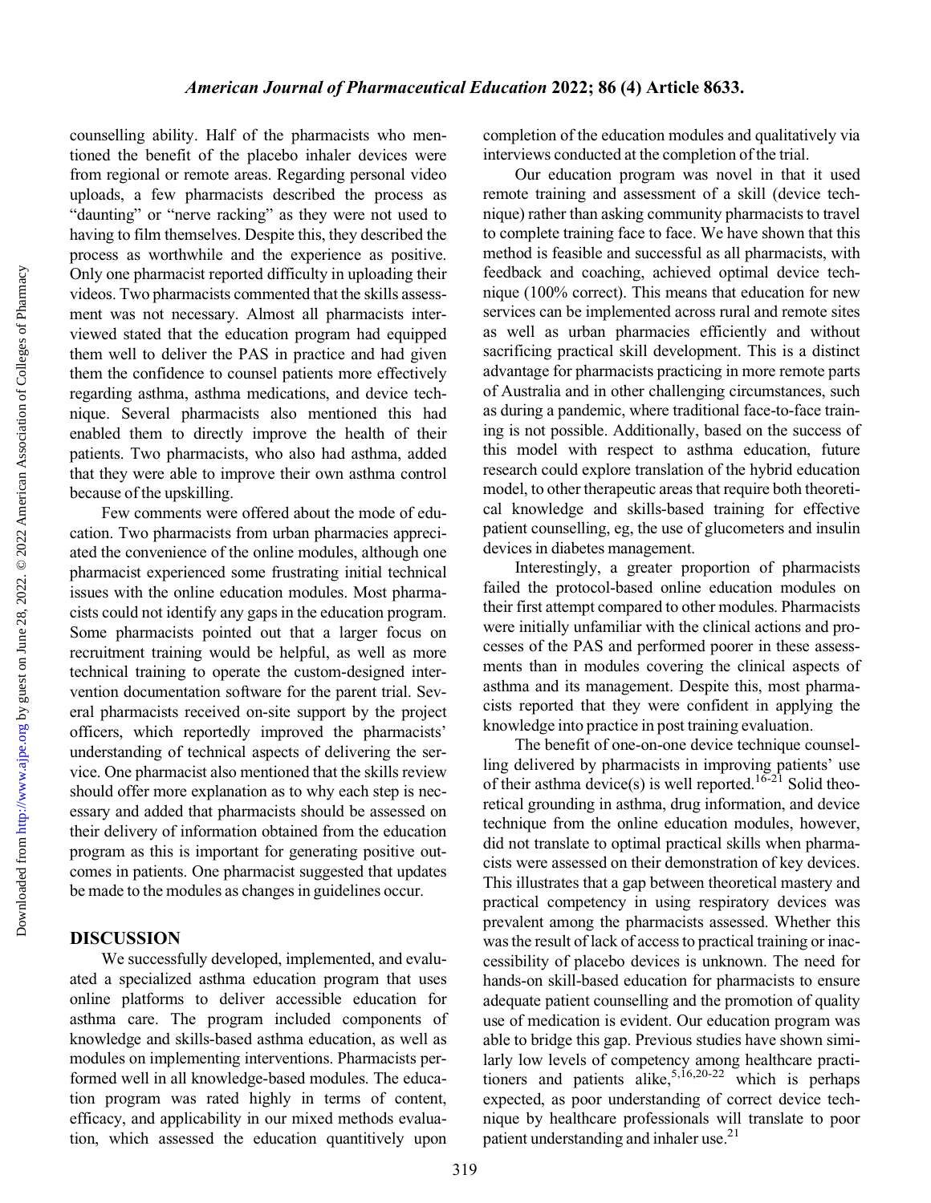counselling ability. Half of the pharmacists who mentioned the benefit of the placebo inhaler devices were from regional or remote areas. Regarding personal video uploads, a few pharmacists described the process as "daunting" or "nerve racking" as they were not used to having to film themselves. Despite this, they described the process as worthwhile and the experience as positive. Only one pharmacist reported difficulty in uploading their videos. Two pharmacists commented that the skills assessment was not necessary. Almost all pharmacists interviewed stated that the education program had equipped them well to deliver the PAS in practice and had given them the confidence to counsel patients more effectively regarding asthma, asthma medications, and device technique. Several pharmacists also mentioned this had enabled them to directly improve the health of their patients. Two pharmacists, who also had asthma, added that they were able to improve their own asthma control because of the upskilling.

Few comments were offered about the mode of education. Two pharmacists from urban pharmacies appreciated the convenience of the online modules, although one pharmacist experienced some frustrating initial technical issues with the online education modules. Most pharmacists could not identify any gaps in the education program. Some pharmacists pointed out that a larger focus on recruitment training would be helpful, as well as more technical training to operate the custom-designed intervention documentation software for the parent trial. Several pharmacists received on-site support by the project officers, which reportedly improved the pharmacists' understanding of technical aspects of delivering the service. One pharmacist also mentioned that the skills review should offer more explanation as to why each step is necessary and added that pharmacists should be assessed on their delivery of information obtained from the education program as this is important for generating positive outcomes in patients. One pharmacist suggested that updates be made to the modules as changes in guidelines occur.

## DISCUSSION

We successfully developed, implemented, and evaluated a specialized asthma education program that uses online platforms to deliver accessible education for asthma care. The program included components of knowledge and skills-based asthma education, as well as modules on implementing interventions. Pharmacists performed well in all knowledge-based modules. The education program was rated highly in terms of content, efficacy, and applicability in our mixed methods evaluation, which assessed the education quantitively upon completion of the education modules and qualitatively via interviews conducted at the completion of the trial.

Our education program was novel in that it used remote training and assessment of a skill (device technique) rather than asking community pharmacists to travel to complete training face to face. We have shown that this method is feasible and successful as all pharmacists, with feedback and coaching, achieved optimal device technique (100% correct). This means that education for new services can be implemented across rural and remote sites as well as urban pharmacies efficiently and without sacrificing practical skill development. This is a distinct advantage for pharmacists practicing in more remote parts of Australia and in other challenging circumstances, such as during a pandemic, where traditional face-to-face training is not possible. Additionally, based on the success of this model with respect to asthma education, future research could explore translation of the hybrid education model, to other therapeutic areas that require both theoretical knowledge and skills-based training for effective patient counselling, eg, the use of glucometers and insulin devices in diabetes management.

Interestingly, a greater proportion of pharmacists failed the protocol-based online education modules on their first attempt compared to other modules. Pharmacists were initially unfamiliar with the clinical actions and processes of the PAS and performed poorer in these assessments than in modules covering the clinical aspects of asthma and its management. Despite this, most pharmacists reported that they were confident in applying the knowledge into practice in post training evaluation.

The benefit of one-on-one device technique counselling delivered by pharmacists in improving patients' use of their asthma device(s) is well reported.[16-21] Solid theoretical grounding in asthma, drug information, and device technique from the online education modules, however, did not translate to optimal practical skills when pharmacists were assessed on their demonstration of key devices. This illustrates that a gap between theoretical mastery and practical competency in using respiratory devices was prevalent among the pharmacists assessed. Whether this was the result of lack of access to practical training or inaccessibility of placebo devices is unknown. The need for hands-on skill-based education for pharmacists to ensure adequate patient counselling and the promotion of quality use of medication is evident. Our education program was able to bridge this gap. Previous studies have shown similarly low levels of competency among healthcare practitioners and patients alike,[5,16,20-22] which is perhaps expected, as poor understanding of correct device technique by healthcare professionals will translate to poor patient understanding and inhaler use.[21]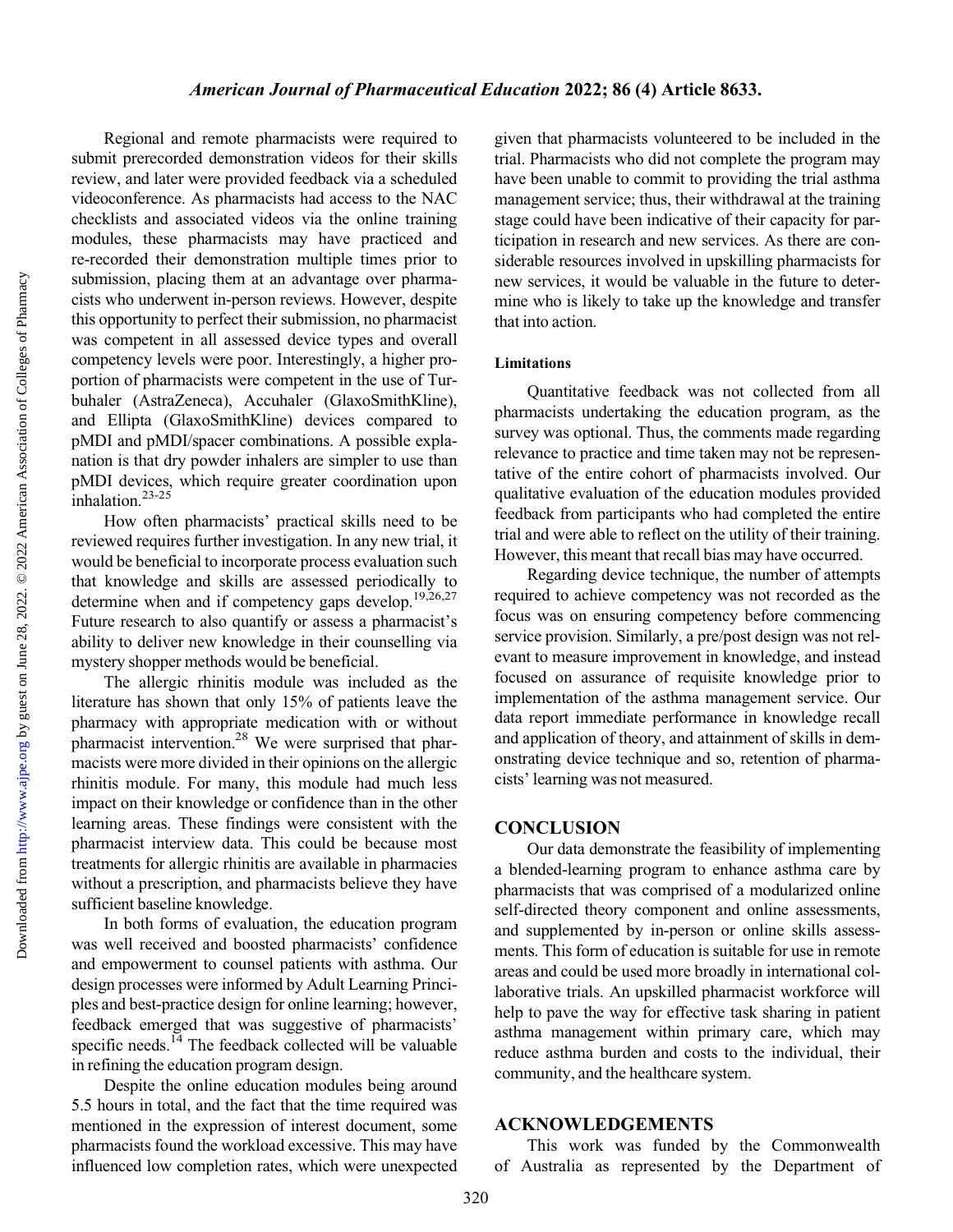Regional and remote pharmacists were required to submit prerecorded demonstration videos for their skills review, and later were provided feedback via a scheduled videoconference. As pharmacists had access to the NAC checklists and associated videos via the online training modules, these pharmacists may have practiced and re-recorded their demonstration multiple times prior to submission, placing them at an advantage over pharmacists who underwent in-person reviews. However, despite this opportunity to perfect their submission, no pharmacist was competent in all assessed device types and overall competency levels were poor. Interestingly, a higher proportion of pharmacists were competent in the use of Turbuhaler (AstraZeneca), Accuhaler (GlaxoSmithKline), and Ellipta (GlaxoSmithKline) devices compared to pMDI and pMDI/spacer combinations. A possible explanation is that dry powder inhalers are simpler to use than pMDI devices, which require greater coordination upon inhalation.[23-25]

How often pharmacists' practical skills need to be reviewed requires further investigation. In any new trial, it would be beneficial to incorporate process evaluation such that knowledge and skills are assessed periodically to determine when and if competency gaps develop.[19,26,27] Future research to also quantify or assess a pharmacist's ability to deliver new knowledge in their counselling via mystery shopper methods would be beneficial.

The allergic rhinitis module was included as the literature has shown that only 15% of patients leave the pharmacy with appropriate medication with or without pharmacist intervention.[28] We were surprised that pharmacists were more divided in their opinions on the allergic rhinitis module. For many, this module had much less impact on their knowledge or confidence than in the other learning areas. These findings were consistent with the pharmacist interview data. This could be because most treatments for allergic rhinitis are available in pharmacies without a prescription, and pharmacists believe they have sufficient baseline knowledge.

In both forms of evaluation, the education program was well received and boosted pharmacists' confidence and empowerment to counsel patients with asthma. Our design processes were informed by Adult Learning Principles and best-practice design for online learning; however, feedback emerged that was suggestive of pharmacists' specific needs.[14] The feedback collected will be valuable in refining the education program design.

Despite the online education modules being around 5.5 hours in total, and the fact that the time required was mentioned in the expression of interest document, some pharmacists found the workload excessive. This may have influenced low completion rates, which were unexpected given that pharmacists volunteered to be included in the trial. Pharmacists who did not complete the program may have been unable to commit to providing the trial asthma management service; thus, their withdrawal at the training stage could have been indicative of their capacity for participation in research and new services. As there are considerable resources involved in upskilling pharmacists for new services, it would be valuable in the future to determine who is likely to take up the knowledge and transfer that into action.

### Limitations

Quantitative feedback was not collected from all pharmacists undertaking the education program, as the survey was optional. Thus, the comments made regarding relevance to practice and time taken may not be representative of the entire cohort of pharmacists involved. Our qualitative evaluation of the education modules provided feedback from participants who had completed the entire trial and were able to reflect on the utility of their training. However, this meant that recall bias may have occurred.

Regarding device technique, the number of attempts required to achieve competency was not recorded as the focus was on ensuring competency before commencing service provision. Similarly, a pre/post design was not relevant to measure improvement in knowledge, and instead focused on assurance of requisite knowledge prior to implementation of the asthma management service. Our data report immediate performance in knowledge recall and application of theory, and attainment of skills in demonstrating device technique and so, retention of pharmacists' learning was not measured.

## CONCLUSION

Our data demonstrate the feasibility of implementing a blended-learning program to enhance asthma care by pharmacists that was comprised of a modularized online self-directed theory component and online assessments, and supplemented by in-person or online skills assessments. This form of education is suitable for use in remote areas and could be used more broadly in international collaborative trials. An upskilled pharmacist workforce will help to pave the way for effective task sharing in patient asthma management within primary care, which may reduce asthma burden and costs to the individual, their community, and the healthcare system.

## ACKNOWLEDGEMENTS

This work was funded by the Commonwealth of Australia as represented by the Department of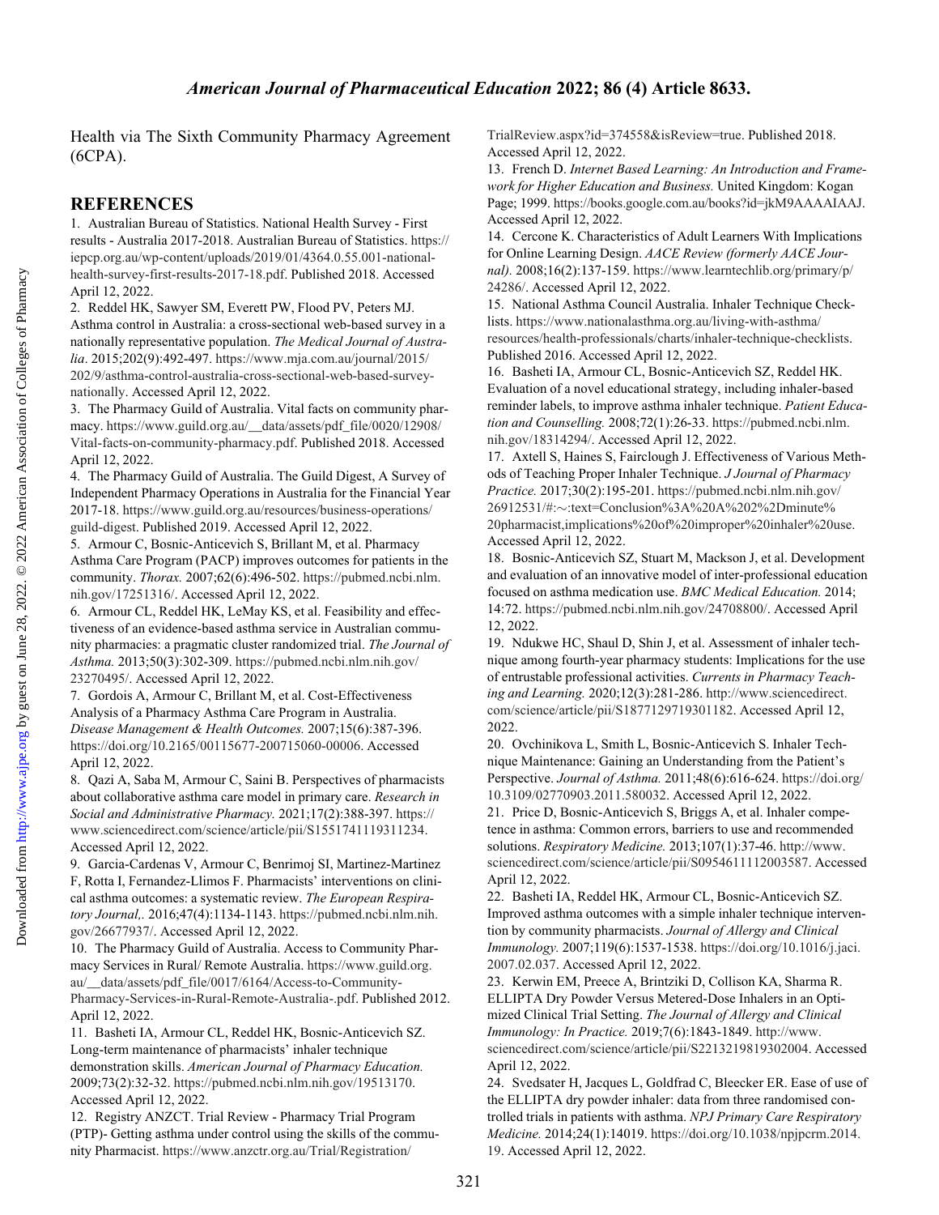Health via The Sixth Community Pharmacy Agreement (6CPA).

## REFERENCES

1. Australian Bureau of Statistics. National Health Survey - First results - Australia 2017-2018. Australian Bureau of Statistics. https://iepcp.org.au/wp-content/uploads/2019/01/4364.0.55.001-national-health-survey-first-results-2017-18.pdf. Published 2018. Accessed April 12, 2022.
2. Reddel HK, Sawyer SM, Everett PW, Flood PV, Peters MJ. Asthma control in Australia: a cross-sectional web-based survey in a nationally representative population. *The Medical Journal of Australia*. 2015;202(9):492-497. https://www.mja.com.au/journal/2015/202/9/asthma-control-australia-cross-sectional-web-based-survey-nationally. Accessed April 12, 2022.
3. The Pharmacy Guild of Australia. Vital facts on community pharmacy. https://www.guild.org.au/__data/assets/pdf_file/0020/12908/Vital-facts-on-community-pharmacy.pdf. Published 2018. Accessed April 12, 2022.
4. The Pharmacy Guild of Australia. The Guild Digest, A Survey of Independent Pharmacy Operations in Australia for the Financial Year 2017-18. https://www.guild.org.au/resources/business-operations/guild-digest. Published 2019. Accessed April 12, 2022.
5. Armour C, Bosnic-Anticevich S, Brillant M, et al. Pharmacy Asthma Care Program (PACP) improves outcomes for patients in the community. *Thorax.* 2007;62(6):496-502. https://pubmed.ncbi.nlm.nih.gov/17251316/. Accessed April 12, 2022.
6. Armour CL, Reddel HK, LeMay KS, et al. Feasibility and effectiveness of an evidence-based asthma service in Australian community pharmacies: a pragmatic cluster randomized trial. *The Journal of Asthma.* 2013;50(3):302-309. https://pubmed.ncbi.nlm.nih.gov/23270495/. Accessed April 12, 2022.
7. Gordois A, Armour C, Brillant M, et al. Cost-Effectiveness Analysis of a Pharmacy Asthma Care Program in Australia. *Disease Management & Health Outcomes.* 2007;15(6):387-396. https://doi.org/10.2165/00115677-200715060-00006. Accessed April 12, 2022.
8. Qazi A, Saba M, Armour C, Saini B. Perspectives of pharmacists about collaborative asthma care model in primary care. *Research in Social and Administrative Pharmacy.* 2021;17(2):388-397. https://www.sciencedirect.com/science/article/pii/S1551741119311234. Accessed April 12, 2022.
9. Garcia-Cardenas V, Armour C, Benrimoj SI, Martinez-Martinez F, Rotta I, Fernandez-Llimos F. Pharmacists' interventions on clinical asthma outcomes: a systematic review. *The European Respiratory Journal,.* 2016;47(4):1134-1143. https://pubmed.ncbi.nlm.nih.gov/26677937/. Accessed April 12, 2022.
10. The Pharmacy Guild of Australia. Access to Community Pharmacy Services in Rural/ Remote Australia. https://www.guild.org.au/__data/assets/pdf_file/0017/6164/Access-to-Community-Pharmacy-Services-in-Rural-Remote-Australia-.pdf. Published 2012. April 12, 2022.
11. Basheti IA, Armour CL, Reddel HK, Bosnic-Anticevich SZ. Long-term maintenance of pharmacists' inhaler technique demonstration skills. *American Journal of Pharmacy Education.* 2009;73(2):32-32. https://pubmed.ncbi.nlm.nih.gov/19513170. Accessed April 12, 2022.
12. Registry ANZCT. Trial Review - Pharmacy Trial Program (PTP)- Getting asthma under control using the skills of the community Pharmacist. https://www.anzctr.org.au/Trial/Registration/TrialReview.aspx?id=374558&isReview=true. Published 2018. Accessed April 12, 2022.
13. French D. *Internet Based Learning: An Introduction and Framework for Higher Education and Business.* United Kingdom: Kogan Page; 1999. https://books.google.com.au/books?id=jkM9AAAAIAAJ. Accessed April 12, 2022.
14. Cercone K. Characteristics of Adult Learners With Implications for Online Learning Design. *AACE Review (formerly AACE Journal).* 2008;16(2):137-159. https://www.learntechlib.org/primary/p/24286/. Accessed April 12, 2022.
15. National Asthma Council Australia. Inhaler Technique Checklists. https://www.nationalasthma.org.au/living-with-asthma/resources/health-professionals/charts/inhaler-technique-checklists. Published 2016. Accessed April 12, 2022.
16. Basheti IA, Armour CL, Bosnic-Anticevich SZ, Reddel HK. Evaluation of a novel educational strategy, including inhaler-based reminder labels, to improve asthma inhaler technique. *Patient Education and Counselling.* 2008;72(1):26-33. https://pubmed.ncbi.nlm.nih.gov/18314294/. Accessed April 12, 2022.
17. Axtell S, Haines S, Fairclough J. Effectiveness of Various Methods of Teaching Proper Inhaler Technique. *J Journal of Pharmacy Practice.* 2017;30(2):195-201. https://pubmed.ncbi.nlm.nih.gov/26912531/#:~:text=Conclusion%3A%20A%202%2Dminute%20pharmacist,implications%20of%20improper%20inhaler%20use. Accessed April 12, 2022.
18. Bosnic-Anticevich SZ, Stuart M, Mackson J, et al. Development and evaluation of an innovative model of inter-professional education focused on asthma medication use. *BMC Medical Education.* 2014; 14:72. https://pubmed.ncbi.nlm.nih.gov/24708800/. Accessed April 12, 2022.
19. Ndukwe HC, Shaul D, Shin J, et al. Assessment of inhaler technique among fourth-year pharmacy students: Implications for the use of entrustable professional activities. *Currents in Pharmacy Teaching and Learning.* 2020;12(3):281-286. http://www.sciencedirect.com/science/article/pii/S1877129719301182. Accessed April 12, 2022.
20. Ovchinikova L, Smith L, Bosnic-Anticevich S. Inhaler Technique Maintenance: Gaining an Understanding from the Patient's Perspective. *Journal of Asthma.* 2011;48(6):616-624. https://doi.org/10.3109/02770903.2011.580032. Accessed April 12, 2022.
21. Price D, Bosnic-Anticevich S, Briggs A, et al. Inhaler competence in asthma: Common errors, barriers to use and recommended solutions. *Respiratory Medicine.* 2013;107(1):37-46. http://www.sciencedirect.com/science/article/pii/S0954611112003587. Accessed April 12, 2022.
22. Basheti IA, Reddel HK, Armour CL, Bosnic-Anticevich SZ. Improved asthma outcomes with a simple inhaler technique intervention by community pharmacists. *Journal of Allergy and Clinical Immunology.* 2007;119(6):1537-1538. https://doi.org/10.1016/j.jaci.2007.02.037. Accessed April 12, 2022.
23. Kerwin EM, Preece A, Brintziki D, Collison KA, Sharma R. ELLIPTA Dry Powder Versus Metered-Dose Inhalers in an Optimized Clinical Trial Setting. *The Journal of Allergy and Clinical Immunology: In Practice.* 2019;7(6):1843-1849. http://www.sciencedirect.com/science/article/pii/S2213219819302004. Accessed April 12, 2022.
24. Svedsater H, Jacques L, Goldfrad C, Bleecker ER. Ease of use of the ELLIPTA dry powder inhaler: data from three randomised controlled trials in patients with asthma. *NPJ Primary Care Respiratory Medicine.* 2014;24(1):14019. https://doi.org/10.1038/npjpcrm.2014.19. Accessed April 12, 2022.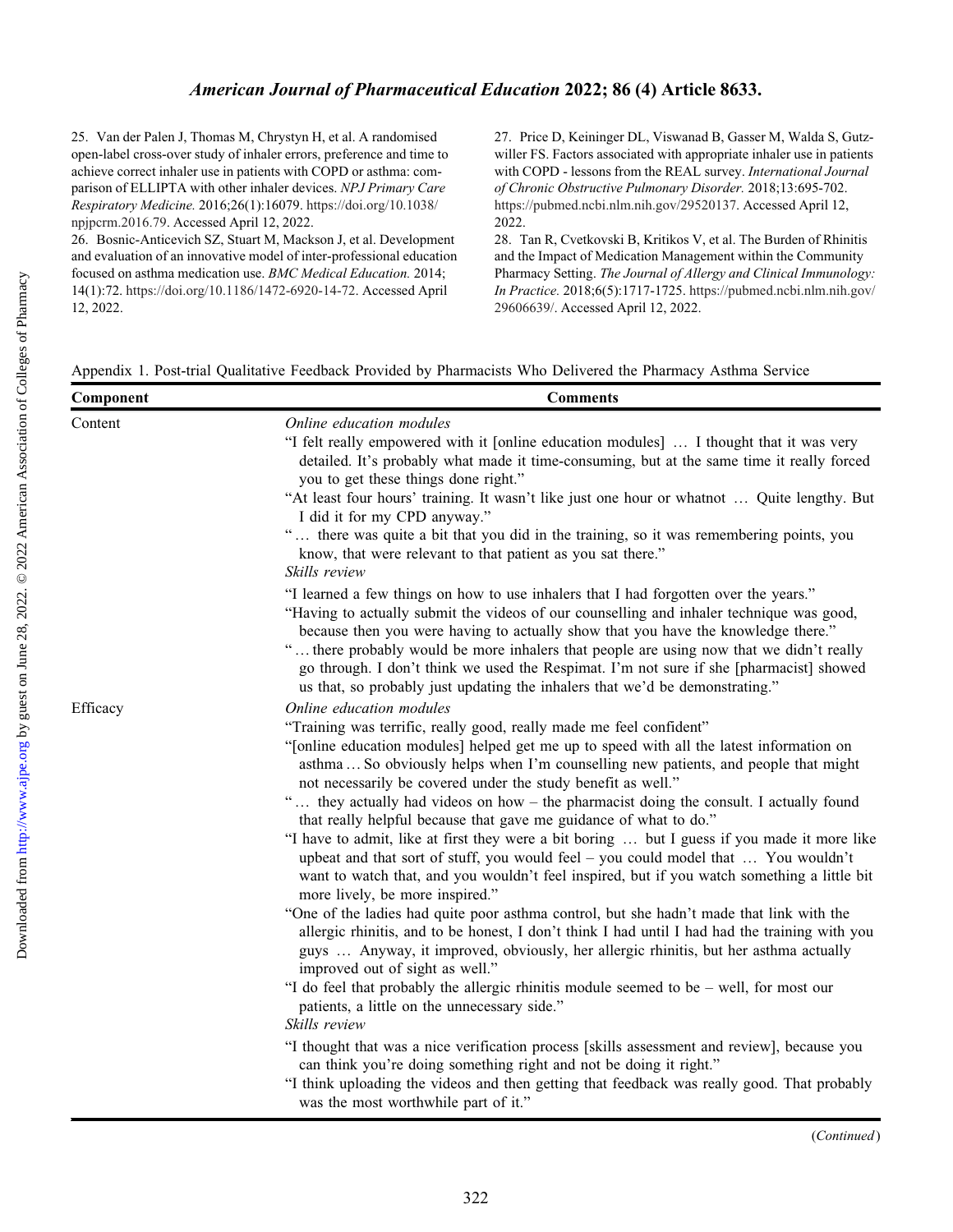25. Van der Palen J, Thomas M, Chrystyn H, et al. A randomised open-label cross-over study of inhaler errors, preference and time to achieve correct inhaler use in patients with COPD or asthma: comparison of ELLIPTA with other inhaler devices. *NPJ Primary Care Respiratory Medicine.* 2016;26(1):16079. https://doi.org/10.1038/npjpcrm.2016.79. Accessed April 12, 2022.

26. Bosnic-Anticevich SZ, Stuart M, Mackson J, et al. Development and evaluation of an innovative model of inter-professional education focused on asthma medication use. *BMC Medical Education.* 2014; 14(1):72. https://doi.org/10.1186/1472-6920-14-72. Accessed April 12, 2022.

27. Price D, Keininger DL, Viswanad B, Gasser M, Walda S, Gutzwiller FS. Factors associated with appropriate inhaler use in patients with COPD - lessons from the REAL survey. *International Journal of Chronic Obstructive Pulmonary Disorder.* 2018;13:695-702. https://pubmed.ncbi.nlm.nih.gov/29520137. Accessed April 12, 2022.

28. Tan R, Cvetkovski B, Kritikos V, et al. The Burden of Rhinitis and the Impact of Medication Management within the Community Pharmacy Setting. *The Journal of Allergy and Clinical Immunology: In Practice.* 2018;6(5):1717-1725. https://pubmed.ncbi.nlm.nih.gov/29606639/. Accessed April 12, 2022.

Appendix 1. Post-trial Qualitative Feedback Provided by Pharmacists Who Delivered the Pharmacy Asthma Service

| Component | Comments |
|---|---|
| Content | *Online education modules* |
| | "I felt really empowered with it [online education modules] … I thought that it was very detailed. It's probably what made it time-consuming, but at the same time it really forced you to get these things done right." |
| | "At least four hours' training. It wasn't like just one hour or whatnot … Quite lengthy. But I did it for my CPD anyway." |
| | "… there was quite a bit that you did in the training, so it was remembering points, you know, that were relevant to that patient as you sat there." |
| | *Skills review* |
| | "I learned a few things on how to use inhalers that I had forgotten over the years." |
| | "Having to actually submit the videos of our counselling and inhaler technique was good, because then you were having to actually show that you have the knowledge there." |
| | "… there probably would be more inhalers that people are using now that we didn't really go through. I don't think we used the Respimat. I'm not sure if she [pharmacist] showed us that, so probably just updating the inhalers that we'd be demonstrating." |
| Efficacy | *Online education modules* |
| | "Training was terrific, really good, really made me feel confident" |
| | "[online education modules] helped get me up to speed with all the latest information on asthma … So obviously helps when I'm counselling new patients, and people that might not necessarily be covered under the study benefit as well." |
| | "… they actually had videos on how – the pharmacist doing the consult. I actually found that really helpful because that gave me guidance of what to do." |
| | "I have to admit, like at first they were a bit boring … but I guess if you made it more like upbeat and that sort of stuff, you would feel – you could model that … You wouldn't want to watch that, and you wouldn't feel inspired, but if you watch something a little bit more lively, be more inspired." |
| | "One of the ladies had quite poor asthma control, but she hadn't made that link with the allergic rhinitis, and to be honest, I don't think I had until I had had the training with you guys … Anyway, it improved, obviously, her allergic rhinitis, but her asthma actually improved out of sight as well." |
| | "I do feel that probably the allergic rhinitis module seemed to be – well, for most our patients, a little on the unnecessary side." |
| | *Skills review* |
| | "I thought that was a nice verification process [skills assessment and review], because you can think you're doing something right and not be doing it right." |
| | "I think uploading the videos and then getting that feedback was really good. That probably was the most worthwhile part of it." |

(*Continued*)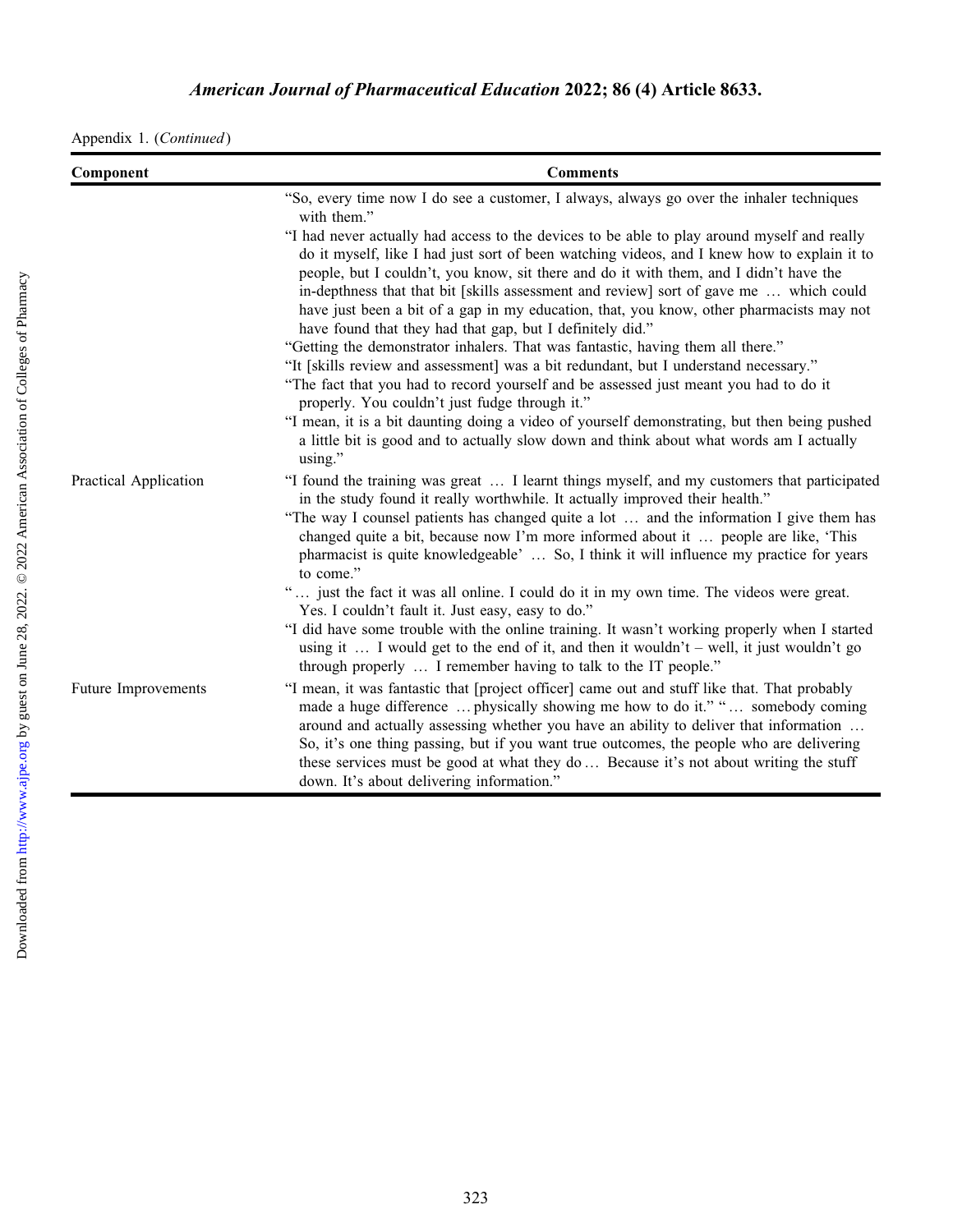Appendix 1. (*Continued*)

| Component | Comments |
| --- | --- |
| | "So, every time now I do see a customer, I always, always go over the inhaler techniques with them." "I had never actually had access to the devices to be able to play around myself and really do it myself, like I had just sort of been watching videos, and I knew how to explain it to people, but I couldn't, you know, sit there and do it with them, and I didn't have the in-depthness that that bit [skills assessment and review] sort of gave me … which could have just been a bit of a gap in my education, that, you know, other pharmacists may not have found that they had that gap, but I definitely did." "Getting the demonstrator inhalers. That was fantastic, having them all there." "It [skills review and assessment] was a bit redundant, but I understand necessary." "The fact that you had to record yourself and be assessed just meant you had to do it properly. You couldn't just fudge through it." "I mean, it is a bit daunting doing a video of yourself demonstrating, but then being pushed a little bit is good and to actually slow down and think about what words am I actually using." |
| Practical Application | "I found the training was great … I learnt things myself, and my customers that participated in the study found it really worthwhile. It actually improved their health." "The way I counsel patients has changed quite a lot … and the information I give them has changed quite a bit, because now I'm more informed about it … people are like, 'This pharmacist is quite knowledgeable' … So, I think it will influence my practice for years to come." "… just the fact it was all online. I could do it in my own time. The videos were great. Yes. I couldn't fault it. Just easy, easy to do." "I did have some trouble with the online training. It wasn't working properly when I started using it … I would get to the end of it, and then it wouldn't – well, it just wouldn't go through properly … I remember having to talk to the IT people." |
| Future Improvements | "I mean, it was fantastic that [project officer] came out and stuff like that. That probably made a huge difference … physically showing me how to do it." "… somebody coming around and actually assessing whether you have an ability to deliver that information … So, it's one thing passing, but if you want true outcomes, the people who are delivering these services must be good at what they do … Because it's not about writing the stuff down. It's about delivering information." |